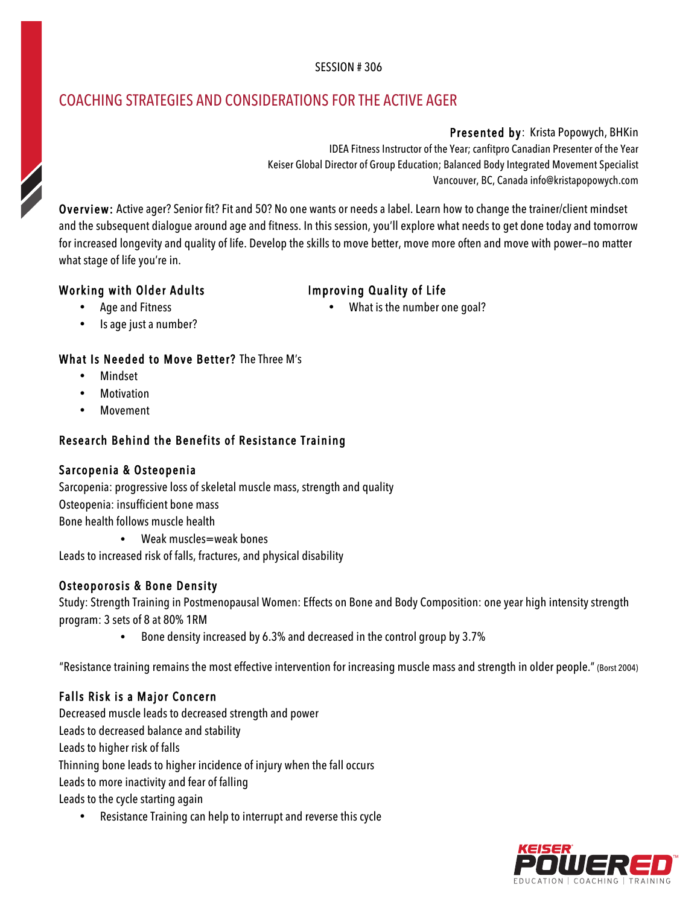SESSION # 306

# COACHING STRATEGIES AND CONSIDERATIONS FOR THE ACTIVE AGER

**Presented by**: Krista Popowych, BHKin
IDEA Fitness Instructor of the Year; canfitpro Canadian Presenter of the Year
Keiser Global Director of Group Education; Balanced Body Integrated Movement Specialist
Vancouver, BC, Canada info@kristapopowych.com

**Overview:** Active ager? Senior fit? Fit and 50? No one wants or needs a label. Learn how to change the trainer/client mindset and the subsequent dialogue around age and fitness. In this session, you'll explore what needs to get done today and tomorrow for increased longevity and quality of life. Develop the skills to move better, move more often and move with power—no matter what stage of life you're in.

### Working with Older Adults

- Age and Fitness
- Is age just a number?

### Improving Quality of Life

- What is the number one goal?

### What Is Needed to Move Better? The Three M's

- Mindset
- Motivation
- Movement

### Research Behind the Benefits of Resistance Training

### Sarcopenia & Osteopenia

Sarcopenia: progressive loss of skeletal muscle mass, strength and quality
Osteopenia: insufficient bone mass
Bone health follows muscle health

- Weak muscles=weak bones

Leads to increased risk of falls, fractures, and physical disability

### Osteoporosis & Bone Density

Study: Strength Training in Postmenopausal Women: Effects on Bone and Body Composition: one year high intensity strength program: 3 sets of 8 at 80% 1RM

- Bone density increased by 6.3% and decreased in the control group by 3.7%

"Resistance training remains the most effective intervention for increasing muscle mass and strength in older people." (Borst 2004)

### Falls Risk is a Major Concern

Decreased muscle leads to decreased strength and power
Leads to decreased balance and stability
Leads to higher risk of falls
Thinning bone leads to higher incidence of injury when the fall occurs
Leads to more inactivity and fear of falling
Leads to the cycle starting again

- Resistance Training can help to interrupt and reverse this cycle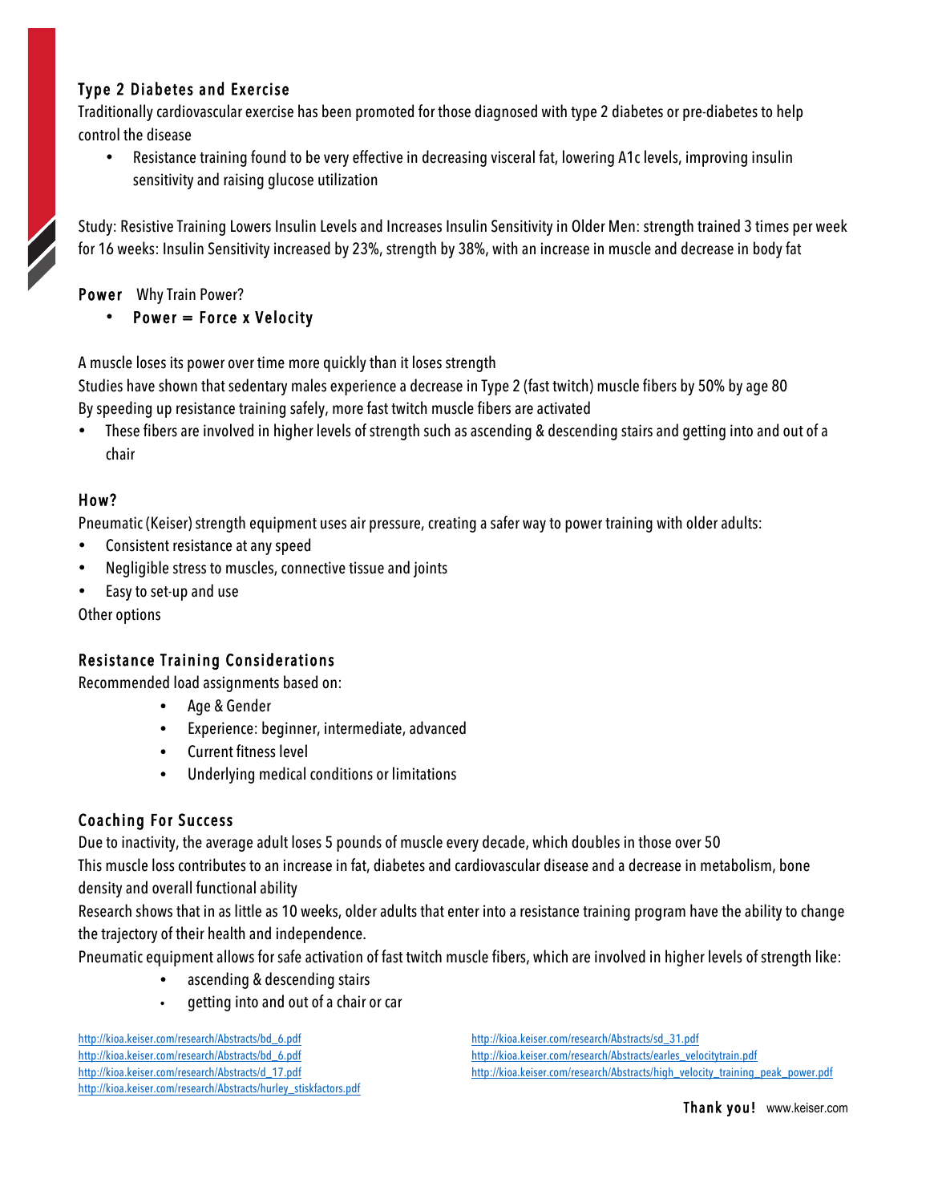## Type 2 Diabetes and Exercise

Traditionally cardiovascular exercise has been promoted for those diagnosed with type 2 diabetes or pre-diabetes to help control the disease

- Resistance training found to be very effective in decreasing visceral fat, lowering A1c levels, improving insulin sensitivity and raising glucose utilization

Study: Resistive Training Lowers Insulin Levels and Increases Insulin Sensitivity in Older Men: strength trained 3 times per week for 16 weeks: Insulin Sensitivity increased by 23%, strength by 38%, with an increase in muscle and decrease in body fat

## Power   Why Train Power?

- **Power = Force x Velocity**

A muscle loses its power over time more quickly than it loses strength

Studies have shown that sedentary males experience a decrease in Type 2 (fast twitch) muscle fibers by 50% by age 80

By speeding up resistance training safely, more fast twitch muscle fibers are activated

- These fibers are involved in higher levels of strength such as ascending & descending stairs and getting into and out of a chair

## How?

Pneumatic (Keiser) strength equipment uses air pressure, creating a safer way to power training with older adults:

- Consistent resistance at any speed
- Negligible stress to muscles, connective tissue and joints
- Easy to set-up and use

Other options

## Resistance Training Considerations

Recommended load assignments based on:

- Age & Gender
- Experience: beginner, intermediate, advanced
- Current fitness level
- Underlying medical conditions or limitations

## Coaching For Success

Due to inactivity, the average adult loses 5 pounds of muscle every decade, which doubles in those over 50

This muscle loss contributes to an increase in fat, diabetes and cardiovascular disease and a decrease in metabolism, bone density and overall functional ability

Research shows that in as little as 10 weeks, older adults that enter into a resistance training program have the ability to change the trajectory of their health and independence.

Pneumatic equipment allows for safe activation of fast twitch muscle fibers, which are involved in higher levels of strength like:

- ascending & descending stairs
- getting into and out of a chair or car

http://kioa.keiser.com/research/Abstracts/bd_6.pdf
http://kioa.keiser.com/research/Abstracts/bd_6.pdf
http://kioa.keiser.com/research/Abstracts/d_17.pdf
http://kioa.keiser.com/research/Abstracts/hurley_stiskfactors.pdf
http://kioa.keiser.com/research/Abstracts/sd_31.pdf
http://kioa.keiser.com/research/Abstracts/earles_velocitytrain.pdf
http://kioa.keiser.com/research/Abstracts/high_velocity_training_peak_power.pdf

**Thank you!** www.keiser.com